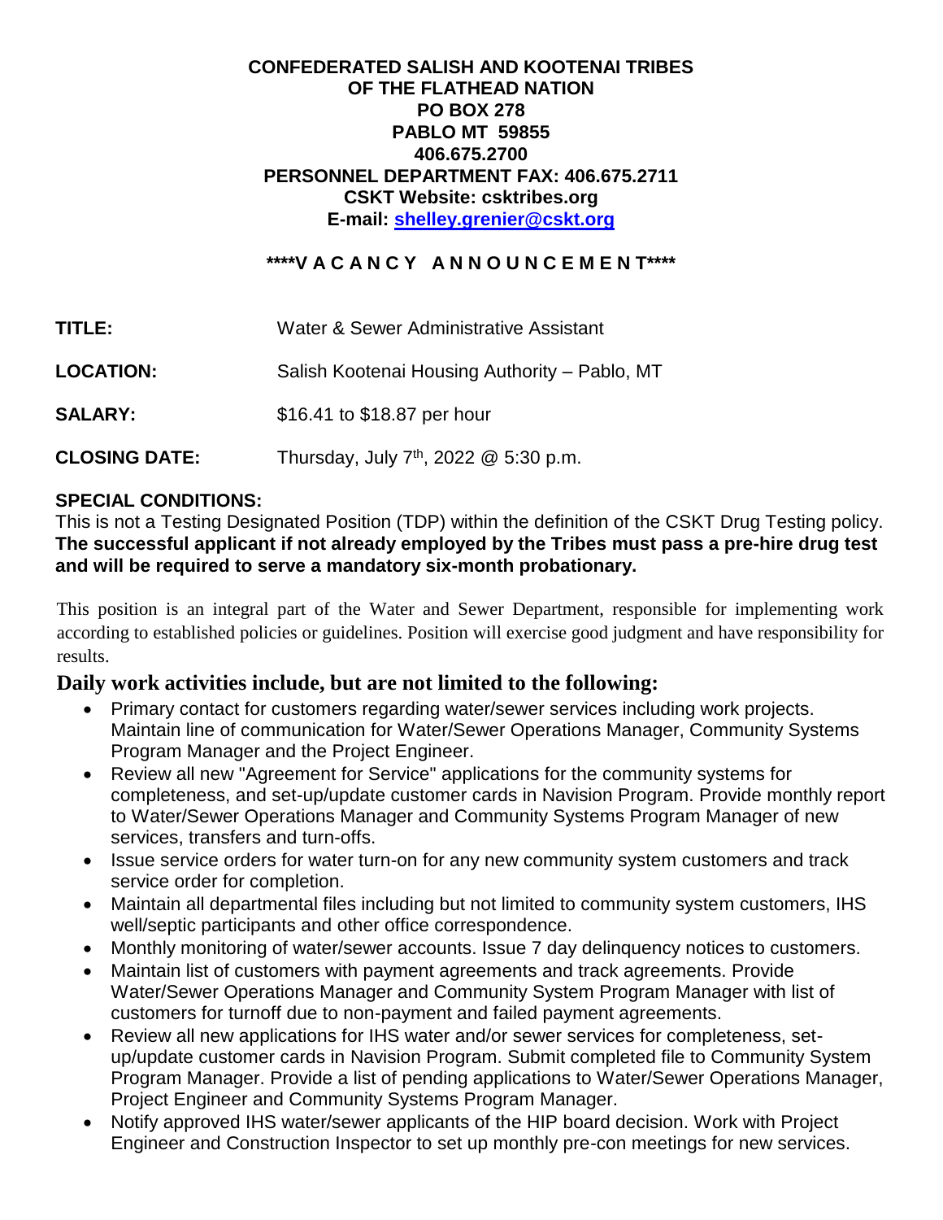**CONFEDERATED SALISH AND KOOTENAI TRIBES**
**OF THE FLATHEAD NATION**
**PO BOX 278**
**PABLO MT 59855**
**406.675.2700**
**PERSONNEL DEPARTMENT FAX: 406.675.2711**
**CSKT Website: csktribes.org**
**E-mail: shelley.grenier@cskt.org**

**\*\*\*\*V A C A N C Y A N N O U N C E M E N T\*\*\*\***

**TITLE:** Water & Sewer Administrative Assistant

**LOCATION:** Salish Kootenai Housing Authority – Pablo, MT

**SALARY:** $16.41 to $18.87 per hour

**CLOSING DATE:** Thursday, July 7th, 2022 @ 5:30 p.m.

**SPECIAL CONDITIONS:**
This is not a Testing Designated Position (TDP) within the definition of the CSKT Drug Testing policy. **The successful applicant if not already employed by the Tribes must pass a pre-hire drug test and will be required to serve a mandatory six-month probationary.**

This position is an integral part of the Water and Sewer Department, responsible for implementing work according to established policies or guidelines. Position will exercise good judgment and have responsibility for results.

## Daily work activities include, but are not limited to the following:

- Primary contact for customers regarding water/sewer services including work projects. Maintain line of communication for Water/Sewer Operations Manager, Community Systems Program Manager and the Project Engineer.
- Review all new "Agreement for Service" applications for the community systems for completeness, and set-up/update customer cards in Navision Program. Provide monthly report to Water/Sewer Operations Manager and Community Systems Program Manager of new services, transfers and turn-offs.
- Issue service orders for water turn-on for any new community system customers and track service order for completion.
- Maintain all departmental files including but not limited to community system customers, IHS well/septic participants and other office correspondence.
- Monthly monitoring of water/sewer accounts. Issue 7 day delinquency notices to customers.
- Maintain list of customers with payment agreements and track agreements. Provide Water/Sewer Operations Manager and Community System Program Manager with list of customers for turnoff due to non-payment and failed payment agreements.
- Review all new applications for IHS water and/or sewer services for completeness, set-up/update customer cards in Navision Program. Submit completed file to Community System Program Manager. Provide a list of pending applications to Water/Sewer Operations Manager, Project Engineer and Community Systems Program Manager.
- Notify approved IHS water/sewer applicants of the HIP board decision. Work with Project Engineer and Construction Inspector to set up monthly pre-con meetings for new services.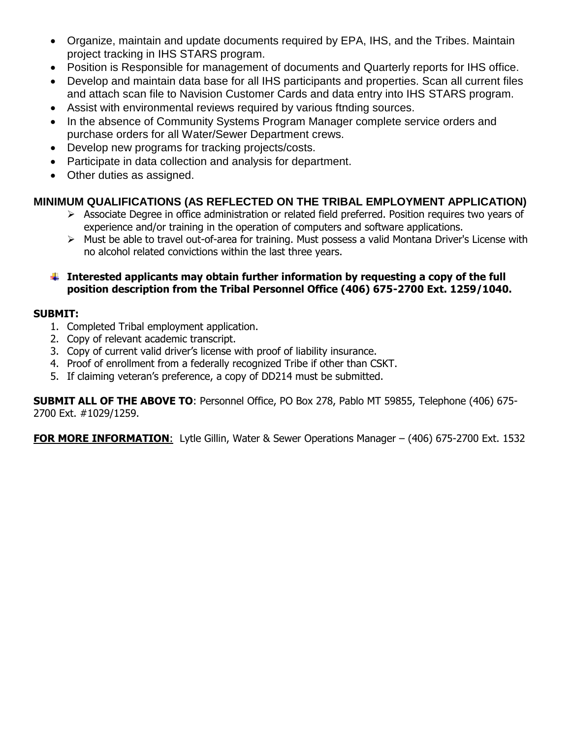- Organize, maintain and update documents required by EPA, IHS, and the Tribes. Maintain project tracking in IHS STARS program.
- Position is Responsible for management of documents and Quarterly reports for IHS office.
- Develop and maintain data base for all IHS participants and properties. Scan all current files and attach scan file to Navision Customer Cards and data entry into IHS STARS program.
- Assist with environmental reviews required by various ftnding sources.
- In the absence of Community Systems Program Manager complete service orders and purchase orders for all Water/Sewer Department crews.
- Develop new programs for tracking projects/costs.
- Participate in data collection and analysis for department.
- Other duties as assigned.

**MINIMUM QUALIFICATIONS (AS REFLECTED ON THE TRIBAL EMPLOYMENT APPLICATION)**

- Associate Degree in office administration or related field preferred. Position requires two years of experience and/or training in the operation of computers and software applications.
- Must be able to travel out-of-area for training. Must possess a valid Montana Driver's License with no alcohol related convictions within the last three years.

- **Interested applicants may obtain further information by requesting a copy of the full position description from the Tribal Personnel Office (406) 675-2700 Ext. 1259/1040.**

**SUBMIT:**

1. Completed Tribal employment application.
2. Copy of relevant academic transcript.
3. Copy of current valid driver's license with proof of liability insurance.
4. Proof of enrollment from a federally recognized Tribe if other than CSKT.
5. If claiming veteran's preference, a copy of DD214 must be submitted.

**SUBMIT ALL OF THE ABOVE TO**: Personnel Office, PO Box 278, Pablo MT 59855, Telephone (406) 675-2700 Ext. #1029/1259.

**FOR MORE INFORMATION**: Lytle Gillin, Water & Sewer Operations Manager – (406) 675-2700 Ext. 1532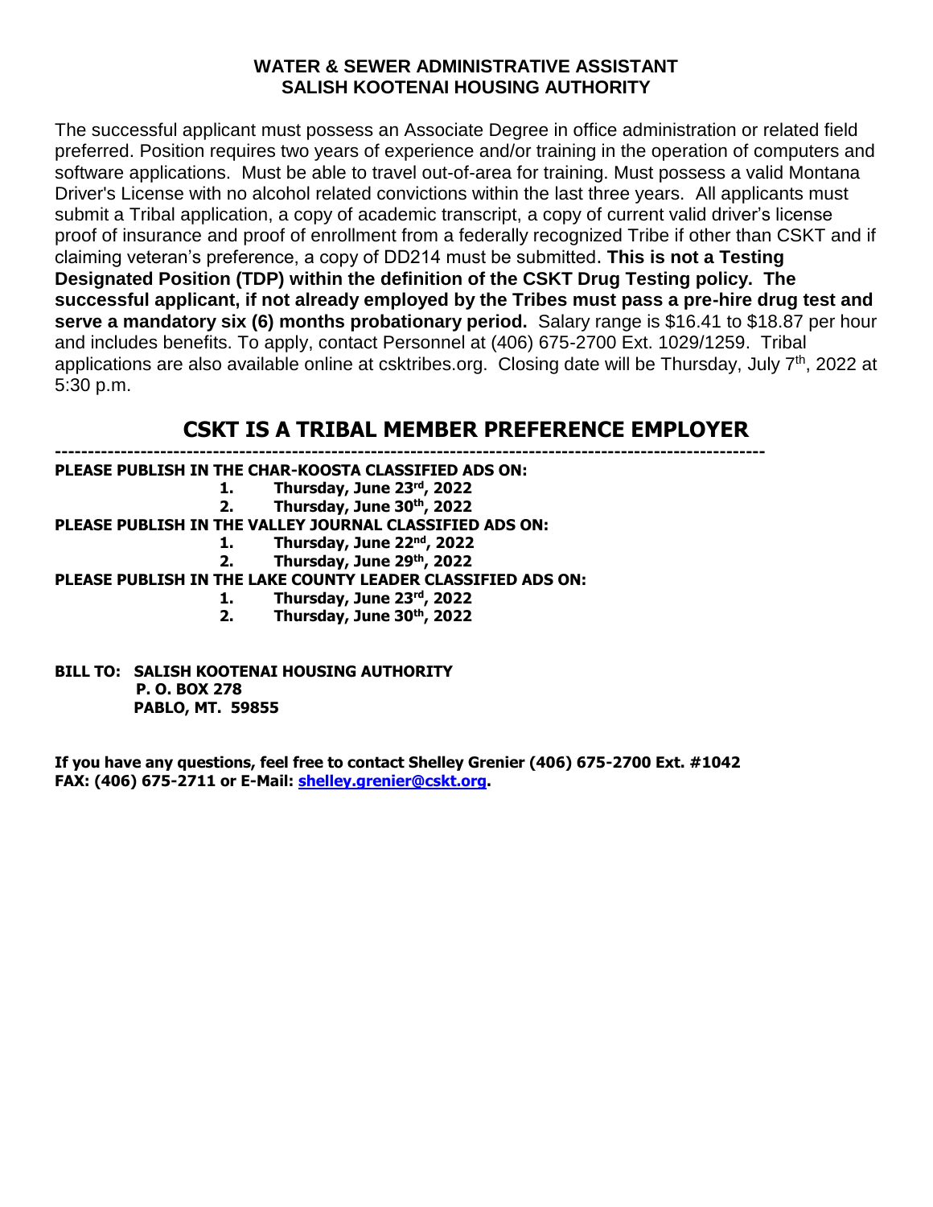**WATER & SEWER ADMINISTRATIVE ASSISTANT**
**SALISH KOOTENAI HOUSING AUTHORITY**

The successful applicant must possess an Associate Degree in office administration or related field preferred. Position requires two years of experience and/or training in the operation of computers and software applications. Must be able to travel out-of-area for training. Must possess a valid Montana Driver's License with no alcohol related convictions within the last three years. All applicants must submit a Tribal application, a copy of academic transcript, a copy of current valid driver's license proof of insurance and proof of enrollment from a federally recognized Tribe if other than CSKT and if claiming veteran's preference, a copy of DD214 must be submitted. **This is not a Testing Designated Position (TDP) within the definition of the CSKT Drug Testing policy. The successful applicant, if not already employed by the Tribes must pass a pre-hire drug test and serve a mandatory six (6) months probationary period.** Salary range is $16.41 to $18.87 per hour and includes benefits. To apply, contact Personnel at (406) 675-2700 Ext. 1029/1259. Tribal applications are also available online at csktribes.org. Closing date will be Thursday, July 7th, 2022 at 5:30 p.m.

## CSKT IS A TRIBAL MEMBER PREFERENCE EMPLOYER

---

**PLEASE PUBLISH IN THE CHAR-KOOSTA CLASSIFIED ADS ON:**

1. **Thursday, June 23rd, 2022**
2. **Thursday, June 30th, 2022**

**PLEASE PUBLISH IN THE VALLEY JOURNAL CLASSIFIED ADS ON:**

1. **Thursday, June 22nd, 2022**
2. **Thursday, June 29th, 2022**

**PLEASE PUBLISH IN THE LAKE COUNTY LEADER CLASSIFIED ADS ON:**

1. **Thursday, June 23rd, 2022**
2. **Thursday, June 30th, 2022**

**BILL TO: SALISH KOOTENAI HOUSING AUTHORITY**
**P. O. BOX 278**
**PABLO, MT. 59855**

**If you have any questions, feel free to contact Shelley Grenier (406) 675-2700 Ext. #1042**
**FAX: (406) 675-2711 or E-Mail: shelley.grenier@cskt.org.**